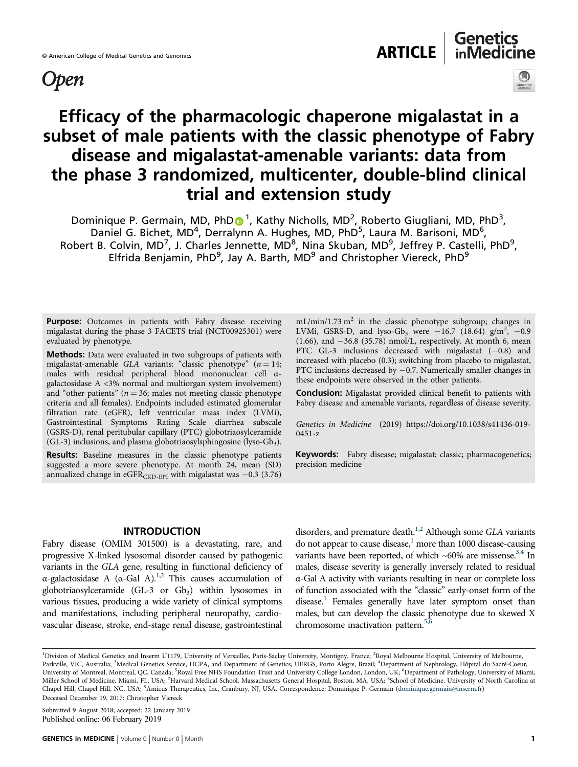Open

# Efficacy of the pharmacologic chaperone migalastat in a subset of male patients with the classic phenotype of Fabry disease and migalastat-amenable variants: data from the phase 3 randomized, multicenter, double-blind clinical trial and extension study

Dominique P. Germain, MD, PhD[1], Kathy Nicholls, MD[2], Roberto Giugliani, MD, PhD[3], Daniel G. Bichet, MD[4], Derralynn A. Hughes, MD, PhD[5], Laura M. Barisoni, MD[6], Robert B. Colvin, MD[7], J. Charles Jennette, MD[8], Nina Skuban, MD[9], Jeffrey P. Castelli, PhD[9], Elfrida Benjamin, PhD[9], Jay A. Barth, MD[9] and Christopher Viereck, PhD[9]

**Purpose:** Outcomes in patients with Fabry disease receiving migalastat during the phase 3 FACETS trial (NCT00925301) were evaluated by phenotype.

**Methods:** Data were evaluated in two subgroups of patients with migalastat-amenable *GLA* variants: "classic phenotype" ($n = 14$; males with residual peripheral blood mononuclear cell α-galactosidase A <3% normal and multiorgan system involvement) and "other patients" ($n = 36$; males not meeting classic phenotype criteria and all females). Endpoints included estimated glomerular filtration rate (eGFR), left ventricular mass index (LVMi), Gastrointestinal Symptoms Rating Scale diarrhea subscale (GSRS-D), renal peritubular capillary (PTC) globotriaosylceramide (GL-3) inclusions, and plasma globotriaosylsphingosine (lyso-$Gb_3$).

**Results:** Baseline measures in the classic phenotype patients suggested a more severe phenotype. At month 24, mean (SD) annualized change in $eGFR_{CKD\text{-}EPI}$ with migalastat was −0.3 (3.76) mL/min/1.73 $m^2$ in the classic phenotype subgroup; changes in LVMi, GSRS-D, and lyso-$Gb_3$ were −16.7 (18.64) g/$m^2$, −0.9 (1.66), and −36.8 (35.78) nmol/L, respectively. At month 6, mean PTC GL-3 inclusions decreased with migalastat (−0.8) and increased with placebo (0.3); switching from placebo to migalastat, PTC inclusions decreased by −0.7. Numerically smaller changes in these endpoints were observed in the other patients.

**Conclusion:** Migalastat provided clinical benefit to patients with Fabry disease and amenable variants, regardless of disease severity.

*Genetics in Medicine* (2019) https://doi.org/10.1038/s41436-019-0451-z

**Keywords:** Fabry disease; migalastat; classic; pharmacogenetics; precision medicine

## INTRODUCTION

Fabry disease (OMIM 301500) is a devastating, rare, and progressive X-linked lysosomal disorder caused by pathogenic variants in the *GLA* gene, resulting in functional deficiency of α-galactosidase A (α-Gal A).[1,2] This causes accumulation of globotriaosylceramide (GL-3 or $Gb_3$) within lysosomes in various tissues, producing a wide variety of clinical symptoms and manifestations, including peripheral neuropathy, cardiovascular disease, stroke, end-stage renal disease, gastrointestinal disorders, and premature death.[1,2] Although some *GLA* variants do not appear to cause disease,[1] more than 1000 disease-causing variants have been reported, of which ~60% are missense.[3,4] In males, disease severity is generally inversely related to residual α-Gal A activity with variants resulting in near or complete loss of function associated with the "classic" early-onset form of the disease.[1] Females generally have later symptom onset than males, but can develop the classic phenotype due to skewed X chromosome inactivation pattern.[5,6]

[1]Division of Medical Genetics and Inserm U1179, University of Versailles, Paris-Saclay University, Montigny, France; [2]Royal Melbourne Hospital, University of Melbourne, Parkville, VIC, Australia; [3]Medical Genetics Service, HCPA, and Department of Genetics, UFRGS, Porto Alegre, Brazil; [4]Department of Nephrology, Hôpital du Sacré-Coeur, University of Montreal, Montreal, QC, Canada; [5]Royal Free NHS Foundation Trust and University College London, London, UK; [6]Department of Pathology, University of Miami, Miller School of Medicine, Miami, FL, USA; [7]Harvard Medical School, Massachusetts General Hospital, Boston, MA, USA; [8]School of Medicine, University of North Carolina at Chapel Hill, Chapel Hill, NC, USA; [9]Amicus Therapeutics, Inc, Cranbury, NJ, USA. Correspondence: Dominique P. Germain (dominique.germain@inserm.fr)
Deceased December 19, 2017: Christopher Viereck

Submitted 9 August 2018; accepted: 22 January 2019
Published online: 06 February 2019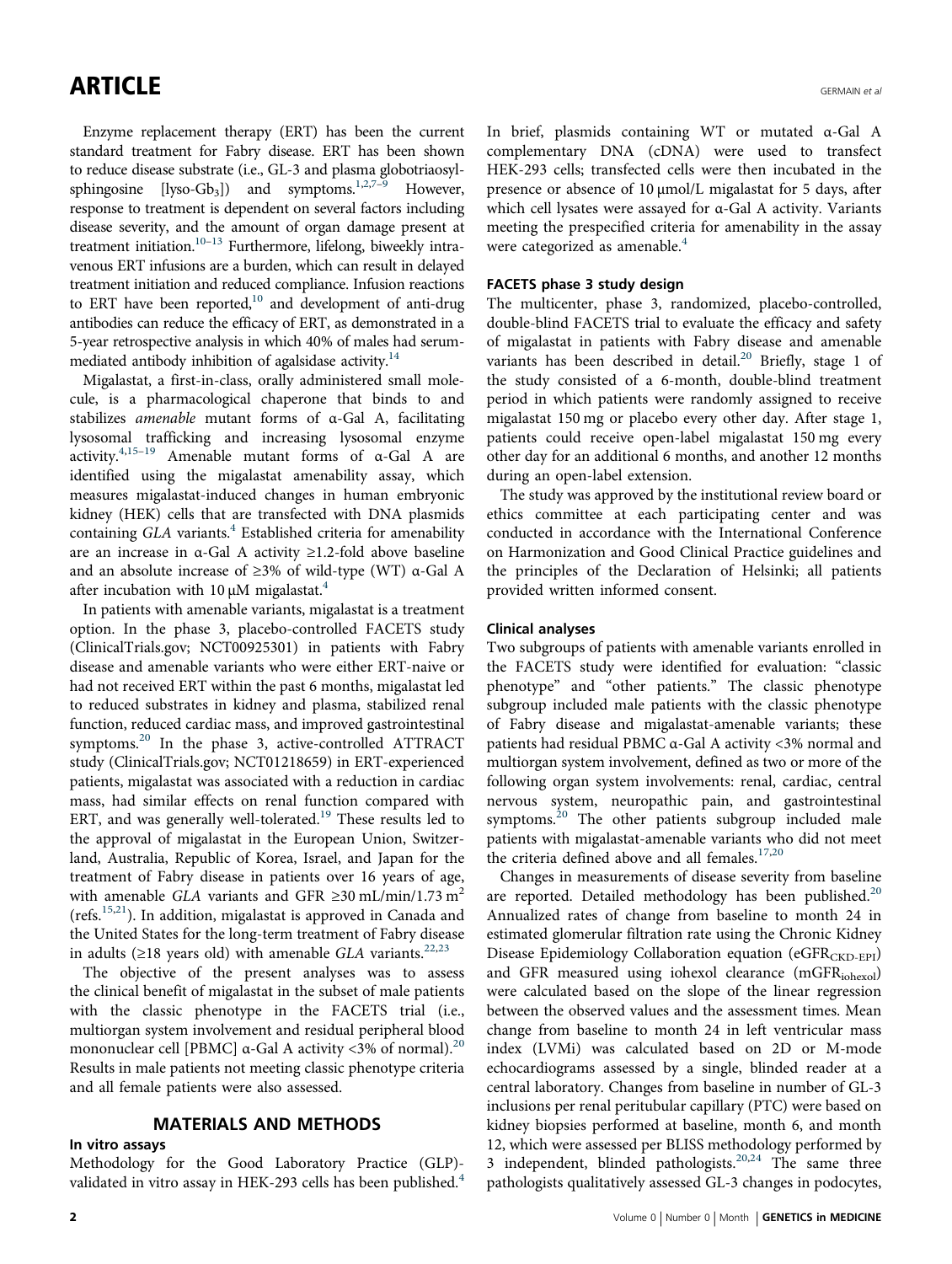Enzyme replacement therapy (ERT) has been the current standard treatment for Fabry disease. ERT has been shown to reduce disease substrate (i.e., GL-3 and plasma globotriaosylsphingosine [lyso-$Gb_3$]) and symptoms.[1,2,7–9] However, response to treatment is dependent on several factors including disease severity, and the amount of organ damage present at treatment initiation.[10–13] Furthermore, lifelong, biweekly intravenous ERT infusions are a burden, which can result in delayed treatment initiation and reduced compliance. Infusion reactions to ERT have been reported,[10] and development of anti-drug antibodies can reduce the efficacy of ERT, as demonstrated in a 5-year retrospective analysis in which 40% of males had serum-mediated antibody inhibition of agalsidase activity.[14]

Migalastat, a first-in-class, orally administered small molecule, is a pharmacological chaperone that binds to and stabilizes *amenable* mutant forms of α-Gal A, facilitating lysosomal trafficking and increasing lysosomal enzyme activity.[4,15–19] Amenable mutant forms of α-Gal A are identified using the migalastat amenability assay, which measures migalastat-induced changes in human embryonic kidney (HEK) cells that are transfected with DNA plasmids containing *GLA* variants.[4] Established criteria for amenability are an increase in α-Gal A activity ≥1.2-fold above baseline and an absolute increase of ≥3% of wild-type (WT) α-Gal A after incubation with 10 μM migalastat.[4]

In patients with amenable variants, migalastat is a treatment option. In the phase 3, placebo-controlled FACETS study (ClinicalTrials.gov; NCT00925301) in patients with Fabry disease and amenable variants who were either ERT-naive or had not received ERT within the past 6 months, migalastat led to reduced substrates in kidney and plasma, stabilized renal function, reduced cardiac mass, and improved gastrointestinal symptoms.[20] In the phase 3, active-controlled ATTRACT study (ClinicalTrials.gov; NCT01218659) in ERT-experienced patients, migalastat was associated with a reduction in cardiac mass, had similar effects on renal function compared with ERT, and was generally well-tolerated.[19] These results led to the approval of migalastat in the European Union, Switzerland, Australia, Republic of Korea, Israel, and Japan for the treatment of Fabry disease in patients over 16 years of age, with amenable *GLA* variants and GFR ≥30 mL/min/1.73 $m^2$ (refs.[15,21]). In addition, migalastat is approved in Canada and the United States for the long-term treatment of Fabry disease in adults (≥18 years old) with amenable *GLA* variants.[22,23]

The objective of the present analyses was to assess the clinical benefit of migalastat in the subset of male patients with the classic phenotype in the FACETS trial (i.e., multiorgan system involvement and residual peripheral blood mononuclear cell [PBMC] α-Gal A activity <3% of normal).[20] Results in male patients not meeting classic phenotype criteria and all female patients were also assessed.

## MATERIALS AND METHODS

### In vitro assays

Methodology for the Good Laboratory Practice (GLP)-validated in vitro assay in HEK-293 cells has been published.[4] In brief, plasmids containing WT or mutated α-Gal A complementary DNA (cDNA) were used to transfect HEK-293 cells; transfected cells were then incubated in the presence or absence of 10 μmol/L migalastat for 5 days, after which cell lysates were assayed for α-Gal A activity. Variants meeting the prespecified criteria for amenability in the assay were categorized as amenable.[4]

### FACETS phase 3 study design

The multicenter, phase 3, randomized, placebo-controlled, double-blind FACETS trial to evaluate the efficacy and safety of migalastat in patients with Fabry disease and amenable variants has been described in detail.[20] Briefly, stage 1 of the study consisted of a 6-month, double-blind treatment period in which patients were randomly assigned to receive migalastat 150 mg or placebo every other day. After stage 1, patients could receive open-label migalastat 150 mg every other day for an additional 6 months, and another 12 months during an open-label extension.

The study was approved by the institutional review board or ethics committee at each participating center and was conducted in accordance with the International Conference on Harmonization and Good Clinical Practice guidelines and the principles of the Declaration of Helsinki; all patients provided written informed consent.

### Clinical analyses

Two subgroups of patients with amenable variants enrolled in the FACETS study were identified for evaluation: "classic phenotype" and "other patients." The classic phenotype subgroup included male patients with the classic phenotype of Fabry disease and migalastat-amenable variants; these patients had residual PBMC α-Gal A activity <3% normal and multiorgan system involvement, defined as two or more of the following organ system involvements: renal, cardiac, central nervous system, neuropathic pain, and gastrointestinal symptoms.[20] The other patients subgroup included male patients with migalastat-amenable variants who did not meet the criteria defined above and all females.[17,20]

Changes in measurements of disease severity from baseline are reported. Detailed methodology has been published.[20] Annualized rates of change from baseline to month 24 in estimated glomerular filtration rate using the Chronic Kidney Disease Epidemiology Collaboration equation ($eGFR_{CKD-EPI}$) and GFR measured using iohexol clearance ($mGFR_{iohexol}$) were calculated based on the slope of the linear regression between the observed values and the assessment times. Mean change from baseline to month 24 in left ventricular mass index (LVMi) was calculated based on 2D or M-mode echocardiograms assessed by a single, blinded reader at a central laboratory. Changes from baseline in number of GL-3 inclusions per renal peritubular capillary (PTC) were based on kidney biopsies performed at baseline, month 6, and month 12, which were assessed per BLISS methodology performed by 3 independent, blinded pathologists.[20,24] The same three pathologists qualitatively assessed GL-3 changes in podocytes,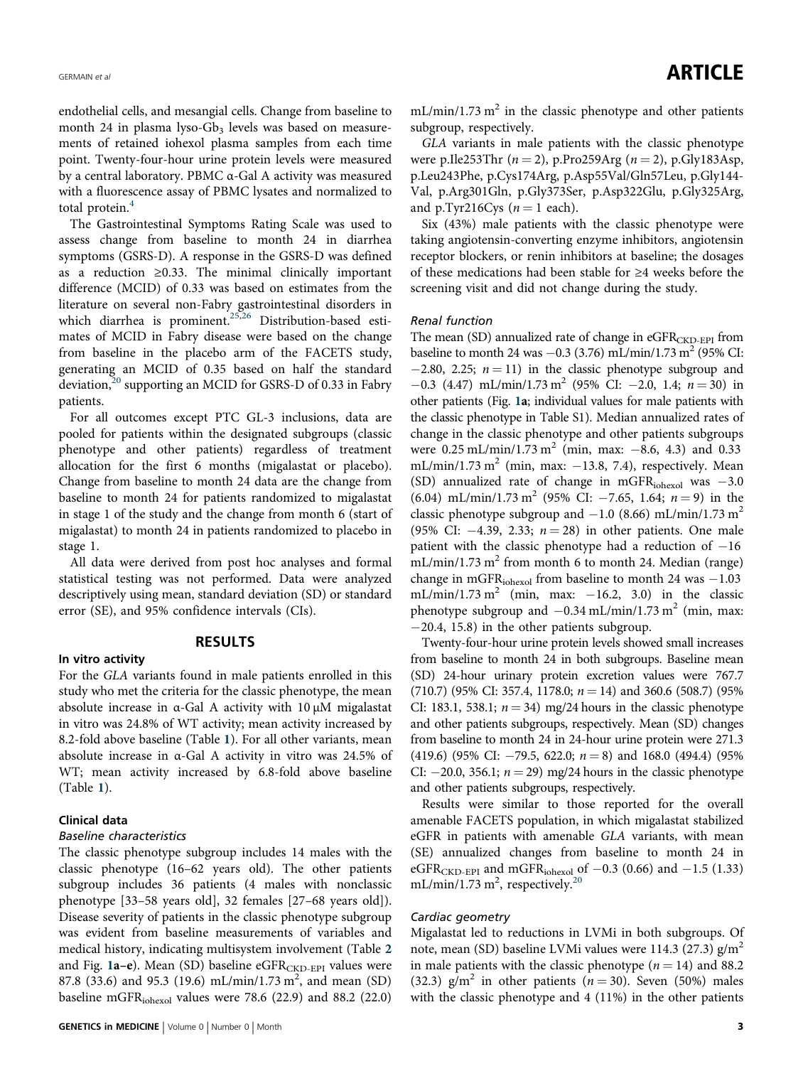endothelial cells, and mesangial cells. Change from baseline to month 24 in plasma lyso-$Gb_3$ levels was based on measurements of retained iohexol plasma samples from each time point. Twenty-four-hour urine protein levels were measured by a central laboratory. PBMC α-Gal A activity was measured with a fluorescence assay of PBMC lysates and normalized to total protein.[4]

The Gastrointestinal Symptoms Rating Scale was used to assess change from baseline to month 24 in diarrhea symptoms (GSRS-D). A response in the GSRS-D was defined as a reduction ≥0.33. The minimal clinically important difference (MCID) of 0.33 was based on estimates from the literature on several non-Fabry gastrointestinal disorders in which diarrhea is prominent.[25,26] Distribution-based estimates of MCID in Fabry disease were based on the change from baseline in the placebo arm of the FACETS study, generating an MCID of 0.35 based on half the standard deviation,[20] supporting an MCID for GSRS-D of 0.33 in Fabry patients.

For all outcomes except PTC GL-3 inclusions, data are pooled for patients within the designated subgroups (classic phenotype and other patients) regardless of treatment allocation for the first 6 months (migalastat or placebo). Change from baseline to month 24 data are the change from baseline to month 24 for patients randomized to migalastat in stage 1 of the study and the change from month 6 (start of migalastat) to month 24 in patients randomized to placebo in stage 1.

All data were derived from post hoc analyses and formal statistical testing was not performed. Data were analyzed descriptively using mean, standard deviation (SD) or standard error (SE), and 95% confidence intervals (CIs).

## RESULTS

### In vitro activity

For the *GLA* variants found in male patients enrolled in this study who met the criteria for the classic phenotype, the mean absolute increase in α-Gal A activity with 10 μM migalastat in vitro was 24.8% of WT activity; mean activity increased by 8.2-fold above baseline (Table 1). For all other variants, mean absolute increase in α-Gal A activity in vitro was 24.5% of WT; mean activity increased by 6.8-fold above baseline (Table 1).

### Clinical data

#### *Baseline characteristics*

The classic phenotype subgroup includes 14 males with the classic phenotype (16–62 years old). The other patients subgroup includes 36 patients (4 males with nonclassic phenotype [33–58 years old], 32 females [27–68 years old]). Disease severity of patients in the classic phenotype subgroup was evident from baseline measurements of variables and medical history, indicating multisystem involvement (Table 2 and Fig. 1a–e). Mean (SD) baseline $eGFR_{CKD-EPI}$ values were 87.8 (33.6) and 95.3 (19.6) mL/min/1.73 $m^2$, and mean (SD) baseline $mGFR_{iohexol}$ values were 78.6 (22.9) and 88.2 (22.0) mL/min/1.73 $m^2$ in the classic phenotype and other patients subgroup, respectively.

*GLA* variants in male patients with the classic phenotype were p.Ile253Thr ($n = 2$), p.Pro259Arg ($n = 2$), p.Gly183Asp, p.Leu243Phe, p.Cys174Arg, p.Asp55Val/Gln57Leu, p.Gly144-Val, p.Arg301Gln, p.Gly373Ser, p.Asp322Glu, p.Gly325Arg, and p.Tyr216Cys ($n = 1$ each).

Six (43%) male patients with the classic phenotype were taking angiotensin-converting enzyme inhibitors, angiotensin receptor blockers, or renin inhibitors at baseline; the dosages of these medications had been stable for ≥4 weeks before the screening visit and did not change during the study.

#### *Renal function*

The mean (SD) annualized rate of change in $eGFR_{CKD-EPI}$ from baseline to month 24 was −0.3 (3.76) mL/min/1.73 $m^2$ (95% CI: −2.80, 2.25; $n = 11$) in the classic phenotype subgroup and −0.3 (4.47) mL/min/1.73 $m^2$ (95% CI: −2.0, 1.4; $n = 30$) in other patients (Fig. 1a; individual values for male patients with the classic phenotype in Table S1). Median annualized rates of change in the classic phenotype and other patients subgroups were 0.25 mL/min/1.73 $m^2$ (min, max: −8.6, 4.3) and 0.33 mL/min/1.73 $m^2$ (min, max: −13.8, 7.4), respectively. Mean (SD) annualized rate of change in $mGFR_{iohexol}$ was −3.0 (6.04) mL/min/1.73 $m^2$ (95% CI: −7.65, 1.64; $n = 9$) in the classic phenotype subgroup and −1.0 (8.66) mL/min/1.73 $m^2$ (95% CI: −4.39, 2.33; $n = 28$) in other patients. One male patient with the classic phenotype had a reduction of −16 mL/min/1.73 $m^2$ from month 6 to month 24. Median (range) change in $mGFR_{iohexol}$ from baseline to month 24 was −1.03 mL/min/1.73 $m^2$ (min, max: −16.2, 3.0) in the classic phenotype subgroup and −0.34 mL/min/1.73 $m^2$ (min, max: −20.4, 15.8) in the other patients subgroup.

Twenty-four-hour urine protein levels showed small increases from baseline to month 24 in both subgroups. Baseline mean (SD) 24-hour urinary protein excretion values were 767.7 (710.7) (95% CI: 357.4, 1178.0; $n = 14$) and 360.6 (508.7) (95% CI: 183.1, 538.1; $n = 34$) mg/24 hours in the classic phenotype and other patients subgroups, respectively. Mean (SD) changes from baseline to month 24 in 24-hour urine protein were 271.3 (419.6) (95% CI: −79.5, 622.0; $n = 8$) and 168.0 (494.4) (95% CI: −20.0, 356.1; $n = 29$) mg/24 hours in the classic phenotype and other patients subgroups, respectively.

Results were similar to those reported for the overall amenable FACETS population, in which migalastat stabilized eGFR in patients with amenable *GLA* variants, with mean (SE) annualized changes from baseline to month 24 in $eGFR_{CKD-EPI}$ and $mGFR_{iohexol}$ of −0.3 (0.66) and −1.5 (1.33) mL/min/1.73 $m^2$, respectively.[20]

#### *Cardiac geometry*

Migalastat led to reductions in LVMi in both subgroups. Of note, mean (SD) baseline LVMi values were 114.3 (27.3) g/$m^2$ in male patients with the classic phenotype ($n = 14$) and 88.2 (32.3) g/$m^2$ in other patients ($n = 30$). Seven (50%) males with the classic phenotype and 4 (11%) in the other patients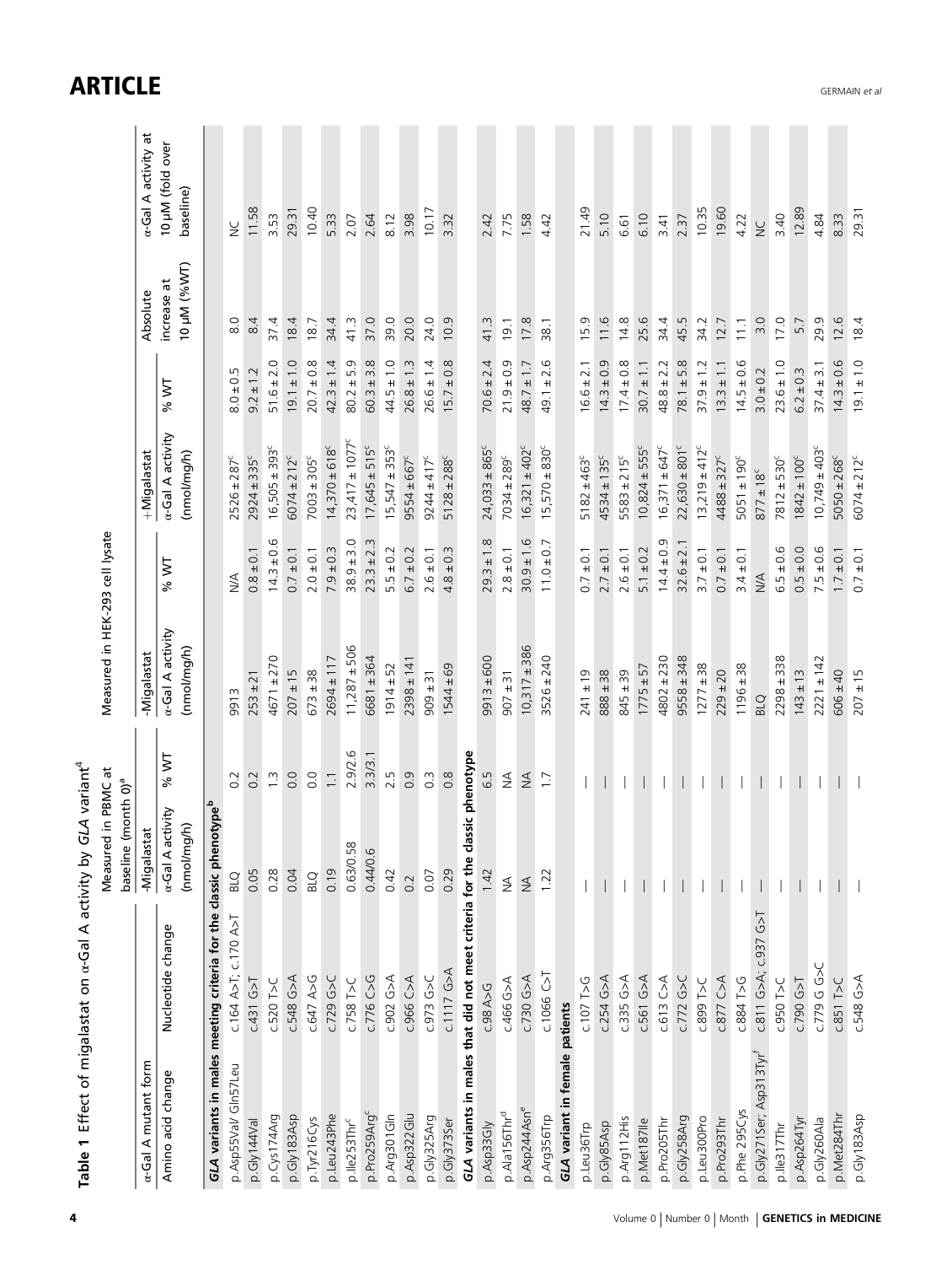**Table 1** Effect of migalastat on α-Gal A activity by *GLA* variant[4]

| α-Gal A mutant form | | Measured in PBMC at baseline (month 0)[a] | | Measured in HEK-293 cell lysate | | | | | |
|---|---|---|---|---|---|---|---|---|---|
| Amino acid change | Nucleotide change | -Migalastat α-Gal A activity (nmol/mg/h) | % WT | -Migalastat α-Gal A activity (nmol/mg/h) | % WT | +Migalastat α-Gal A activity (nmol/mg/h) | % WT | Absolute increase at 10 μM (%WT) | α-Gal A activity at 10 μM (fold over baseline) |
| ***GLA* variants in males meeting criteria for the classic phenotype[b]** | | | | | | | | | |
| p.Asp55Val/ Gln57Leu | c.164 A>T; c.170 A>T | BLQ | 0.2 | 9913 | N/A | 2526 ± 287[c] | 8.0 ± 0.5 | 8.0 | NC |
| p.Gly144Val | c.431 G>T | 0.05 | 0.2 | 253 ± 21 | 0.8 ± 0.1 | 2924 ± 335[c] | 9.2 ± 1.2 | 8.4 | 11.58 |
| p.Cys174Arg | c.520 T>C | 0.28 | 1.3 | 4671 ± 270 | 14.3 ± 0.6 | 16,505 ± 393[c] | 51.6 ± 2.0 | 37.4 | 3.53 |
| p.Gly183Asp | c.548 G>A | 0.04 | 0.0 | 207 ± 15 | 0.7 ± 0.1 | 6074 ± 212[c] | 19.1 ± 1.0 | 18.4 | 29.31 |
| p.Tyr216Cys | c.647 A>G | BLQ | 0.0 | 673 ± 38 | 2.0 ± 0.1 | 7003 ± 305[c] | 20.7 ± 0.8 | 18.7 | 10.40 |
| p.Leu243Phe | c.729 G>C | 0.19 | 1.1 | 2694 ± 117 | 7.9 ± 0.3 | 14,370 ± 618[c] | 42.3 ± 1.4 | 34.4 | 5.33 |
| p.Ile253Thr[c] | c.758 T>C | 0.63/0.58 | 2.9/2.6 | 11,287 ± 506 | 38.9 ± 3.0 | 23,417 ± 1077[c] | 80.2 ± 5.9 | 41.3 | 2.07 |
| p.Pro259Arg[c] | c.776 C>G | 0.44/0.6 | 3.3/3.1 | 6681 ± 364 | 23.3 ± 2.3 | 17,645 ± 515[c] | 60.3 ± 3.8 | 37.0 | 2.64 |
| p.Arg301Gln | c.902 G>A | 0.42 | 2.5 | 1914 ± 52 | 5.5 ± 0.2 | 15,547 ± 353[c] | 44.5 ± 1.0 | 39.0 | 8.12 |
| p.Asp322Glu | c.966 C>A | 0.2 | 0.9 | 2398 ± 141 | 6.7 ± 0.2 | 9554 ± 667[c] | 26.8 ± 1.3 | 20.0 | 3.98 |
| p.Gly325Arg | c.973 G>C | 0.07 | 0.3 | 909 ± 31 | 2.6 ± 0.1 | 9244 ± 417[c] | 26.6 ± 1.4 | 24.0 | 10.17 |
| p.Gly373Ser | c.1117 G>A | 0.29 | 0.8 | 1544 ± 69 | 4.8 ± 0.3 | 5128 ± 288[c] | 15.7 ± 0.8 | 10.9 | 3.32 |
| ***GLA* variants in males that did not meet criteria for the classic phenotype** | | | | | | | | | |
| p.Asp33Gly | c.98 A>G | 1.42 | 6.5 | 9913 ± 600 | 29.3 ± 1.8 | 24,033 ± 865[c] | 70.6 ± 2.4 | 41.3 | 2.42 |
| p.Ala156Thr[d] | c.466 G>A | NA | NA | 907 ± 31 | 2.8 ± 0.1 | 7034 ± 289[c] | 21.9 ± 0.9 | 19.1 | 7.75 |
| p.Asp244Asn[e] | c.730 G>A | NA | NA | 10,317 ± 386 | 30.9 ± 1.6 | 16,321 ± 402[c] | 48.7 ± 1.7 | 17.8 | 1.58 |
| p.Arg356Trp | c.1066 C>T | 1.22 | 1.7 | 3526 ± 240 | 11.0 ± 0.7 | 15,570 ± 830[c] | 49.1 ± 2.6 | 38.1 | 4.42 |
| ***GLA* variant in female patients** | | | | | | | | | |
| p.Leu36Trp | c.107 T>G | — | — | 241 ± 19 | 0.7 ± 0.1 | 5182 ± 463[c] | 16.6 ± 2.1 | 15.9 | 21.49 |
| p.Gly85Asp | c.254 G>A | — | — | 888 ± 38 | 2.7 ± 0.1 | 4534 ± 135[c] | 14.3 ± 0.9 | 11.6 | 5.10 |
| p.Arg112His | c.335 G>A | — | — | 845 ± 39 | 2.6 ± 0.1 | 5583 ± 215[c] | 17.4 ± 0.8 | 14.8 | 6.61 |
| p.Met187Ile | c.561 G>A | — | — | 1775 ± 57 | 5.1 ± 0.2 | 10,824 ± 555[c] | 30.7 ± 1.1 | 25.6 | 6.10 |
| p.Pro205Thr | c.613 C>A | — | — | 4802 ± 230 | 14.4 ± 0.9 | 16,371 ± 647[c] | 48.8 ± 2.2 | 34.4 | 3.41 |
| p.Gly258Arg | c.772 G>C | — | — | 9558 ± 348 | 32.6 ± 2.1 | 22,630 ± 801[c] | 78.1 ± 5.8 | 45.5 | 2.37 |
| p.Leu300Pro | c.899 T>C | — | — | 1277 ± 38 | 3.7 ± 0.1 | 13,219 ± 412[c] | 37.9 ± 1.2 | 34.2 | 10.35 |
| p.Pro293Thr | c.877 C>A | — | — | 229 ± 20 | 0.7 ± 0.1 | 4488 ± 327[c] | 13.3 ± 1.1 | 12.7 | 19.60 |
| p.Phe 295Cys | c.884 T>G | — | — | 1196 ± 38 | 3.4 ± 0.1 | 5051 ± 190[c] | 14.5 ± 0.6 | 11.1 | 4.22 |
| p.Gly271Ser; Asp313Tyr[f] | c.811 G>A; c.937 G>T | — | — | BLQ | N/A | 877 ± 18[c] | 3.0 ± 0.2 | 3.0 | NC |
| p.Ile317Thr | c.950 T>C | — | — | 2298 ± 338 | 6.5 ± 0.6 | 7812 ± 530[c] | 23.6 ± 1.0 | 17.0 | 3.40 |
| p.Asp264Tyr | c.790 G>T | — | — | 143 ± 13 | 0.5 ± 0.0 | 1842 ± 100[c] | 6.2 ± 0.3 | 5.7 | 12.89 |
| p.Gly260Ala | c.779 G G>C | — | — | 2221 ± 142 | 7.5 ± 0.6 | 10,749 ± 403[c] | 37.4 ± 3.1 | 29.9 | 4.84 |
| p.Met284Thr | c.851 T>C | — | — | 606 ± 40 | 1.7 ± 0.1 | 5050 ± 268[c] | 14.3 ± 0.6 | 12.6 | 8.33 |
| p.Gly183Asp | c.548 G>A | — | — | 207 ± 15 | 0.7 ± 0.1 | 6074 ± 212[c] | 19.1 ± 1.0 | 18.4 | 29.31 |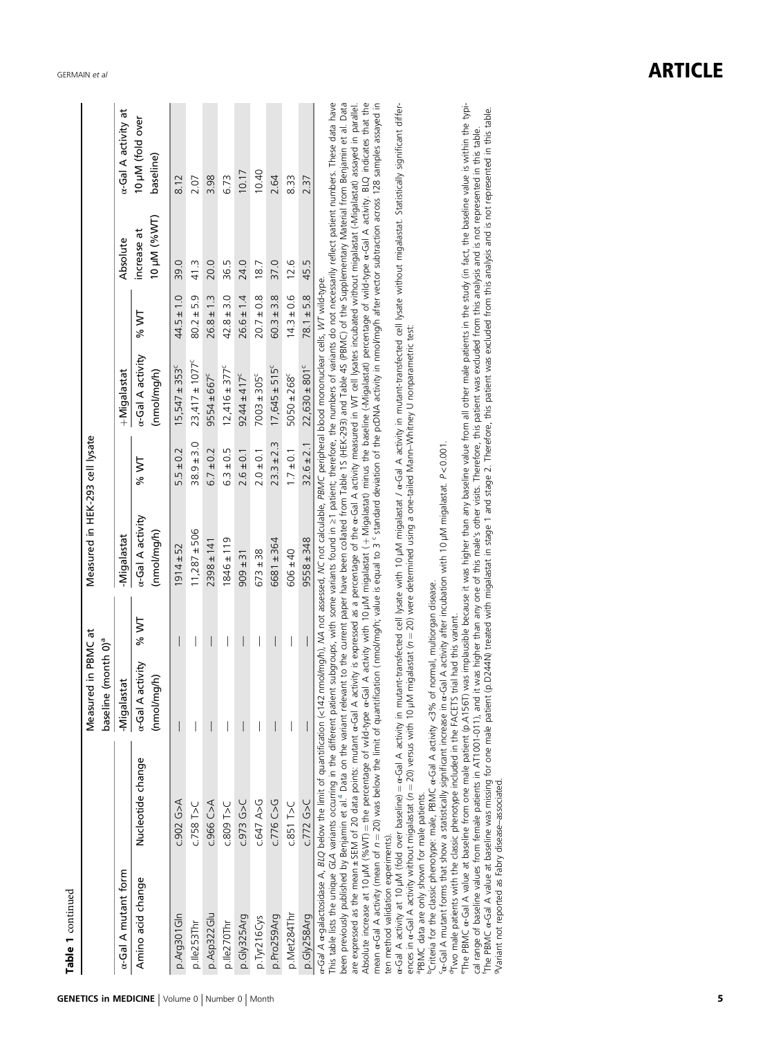**Table 1** continued

| α-Gal A mutant form | | Measured in PBMC at baseline (month 0)[a] | | Measured in HEK-293 cell lysate | | | | | |
|---|---|---|---|---|---|---|---|---|---|
| | | -Migalastat | | -Migalastat | | +Migalastat | | Absolute increase at 10 µM (%WT) | α-Gal A activity at 10 µM (fold over baseline) |
| Amino acid change | Nucleotide change | α-Gal A activity (nmol/mg/h) | % WT | α-Gal A activity (nmol/mg/h) | % WT | α-Gal A activity (nmol/mg/h) | % WT | | |
| p.Arg301Gln | c.902 G>A | — | — | 1914 ± 52 | 5.5 ± 0.2 | 15,547 ± 353[c] | 44.5 ± 1.0 | 39.0 | 8.12 |
| p.Ile253Thr | c.758 T>C | — | — | 11,287 ± 506 | 38.9 ± 3.0 | 23,417 ± 1077[c] | 80.2 ± 5.9 | 41.3 | 2.07 |
| p.Asp322Glu | c.966 C>A | — | — | 2398 ± 141 | 6.7 ± 0.2 | 9554 ± 667[c] | 26.8 ± 1.3 | 20.0 | 3.98 |
| p.Ile270Thr | c.809 T>C | — | — | 1846 ± 119 | 6.3 ± 0.5 | 12,416 ± 377[c] | 42.8 ± 3.0 | 36.5 | 6.73 |
| p.Gly325Arg | c.973 G>C | — | — | 909 ± 31 | 2.6 ± 0.1 | 9244 ± 417[c] | 26.6 ± 1.4 | 24.0 | 10.17 |
| p.Tyr216Cys | c.647 A>G | — | — | 673 ± 38 | 2.0 ± 0.1 | 7003 ± 305[c] | 20.7 ± 0.8 | 18.7 | 10.40 |
| p.Pro259Arg | c.776 C>G | — | — | 6681 ± 364 | 23.3 ± 2.3 | 17,645 ± 515[c] | 60.3 ± 3.8 | 37.0 | 2.64 |
| p.Met284Thr | c.851 T>C | — | — | 606 ± 40 | 1.7 ± 0.1 | 5050 ± 268[c] | 14.3 ± 0.6 | 12.6 | 8.33 |
| p.Gly258Arg | c.772 G>C | — | — | 9558 ± 348 | 32.6 ± 2.1 | 22,630 ± 801[c] | 78.1 ± 5.8 | 45.5 | 2.37 |

*α-Gal A* α-galactosidase A, *BLQ* below the limit of quantification (<142 nmol/mg/h), *NA* not assessed, *NC* not calculable, *PBMC* peripheral blood mononuclear cells, *WT* wild-type.

This table lists the unique *GLA* variants occurring in the different patient subgroups, with some variants found in ≥1 patient; therefore, the numbers of variants do not necessarily reflect patient numbers. These data have been previously published by Benjamin et al.[4] Data on the variant relevant to the current paper have been collated from Table 1S (HEK-293) and Table 4S (PBMC) of the Supplementary Material from Benjamin et al. Data are expressed as the mean ± SEM of 20 data points: mutant α-Gal A activity is expressed as a percentage of the α-Gal A activity measured in WT cell lysates incubated without migalastat (-Migalastat) assayed in parallel. Absolute increase at 10 µM (%WT) = the percentage of wild-type α-Gal A activity with 10 µM migalastat (+ Migalastat) minus the baseline (-Migalastat) percentage of wild-type α-Gal A activity. BLQ indicates that the mean α-Gal A activity (mean of *n* = 20) was below the limit of quantification (nmol/mg/h; value is equal to 3 × standard deviation of the pcDNA activity in nmol/mg/h after vector subtraction across 128 samples assayed in ten method validation experiments).

α-Gal A activity at 10 µM (fold over baseline) = α-Gal A activity in mutant-transfected cell lysate with 10 µM migalastat / α-Gal A activity in mutant-transfected cell lysate without migalastat. Statistically significant differences in α-Gal A activity without migalastat (*n* = 20) versus with 10 µM migalastat (*n* = 20) were determined using a one-tailed Mann–Whitney U nonparametric test:

[a]PBMC data are only shown for male patients.

[b]Criteria for the classic phenotype: male, PBMC α-Gal A activity <3% of normal, multiorgan disease.

[c]α-Gal A mutant forms that show a statistically significant increase in α-Gal A activity after incubation with 10 µM migalastat. $P < 0.001$.

[d]Two male patients with the classic phenotype included in the FACETS trial had this variant.

[e]The PBMC α-Gal A value at baseline from one male patient (p.A156T) was implausible because it was higher than any baseline value from all other male patients in the study (in fact, the baseline value is within the typical range of baseline values from female patients in AT1001-011), and it was higher than any one of this male's other visits. Therefore, this patient was excluded from this analysis and is not represented in this table.

[f]The PBMC α-Gal A value at baseline was missing for one male patient (p.D244N) treated with migalastat in stage 1 and stage 2. Therefore, this patient was excluded from this analysis and is not represented in this table.

[g]Variant not reported as Fabry disease–associated.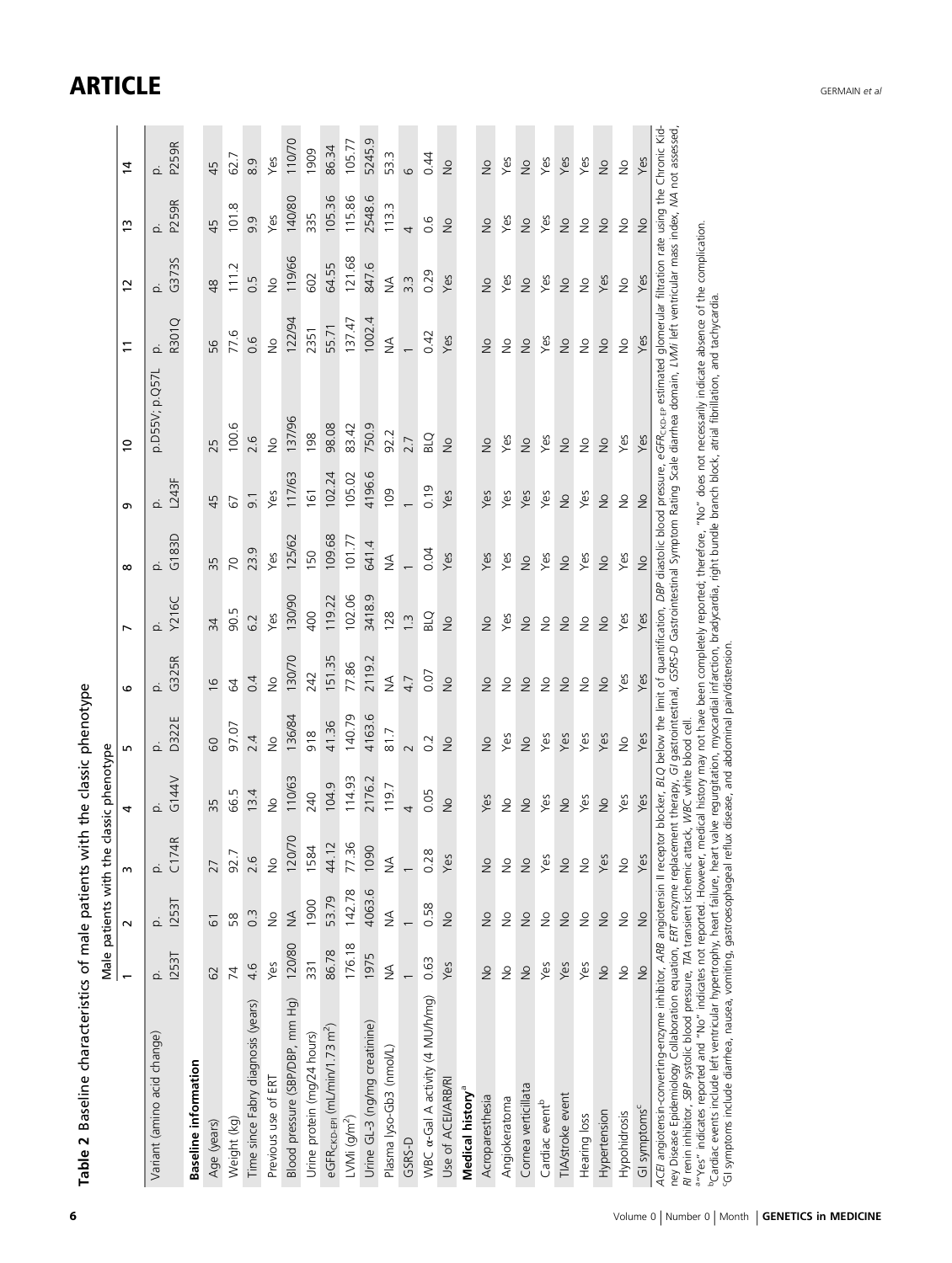**Table 2** Baseline characteristics of male patients with the classic phenotype

| | Male patients with the classic phenotype | | | | | | | | | | | | | |
|---|---|---|---|---|---|---|---|---|---|---|---|---|---|---|
| | 1 | 2 | 3 | 4 | 5 | 6 | 7 | 8 | 9 | 10 | 11 | 12 | 13 | 14 |
| Variant (amino acid change) | p. I253T | p. I253T | p. C174R | p. G144V | p. D322E | p. G325R | p. Y216C | p. G183D | p. L243F | p.D55V; p.Q57L | p. R301Q | p. G373S | p. P259R | p. P259R |
| **Baseline information** | | | | | | | | | | | | | | |
| Age (years) | 62 | 61 | 27 | 35 | 60 | 16 | 34 | 35 | 45 | 25 | 56 | 48 | 45 | 45 |
| Weight (kg) | 74 | 58 | 92.7 | 66.5 | 97.07 | 64 | 90.5 | 70 | 67 | 100.6 | 77.6 | 111.2 | 101.8 | 62.7 |
| Time since Fabry diagnosis (years) | 4.6 | 0.3 | 2.6 | 13.4 | 2.4 | 0.4 | 6.2 | 23.9 | 9.1 | 2.6 | 0.6 | 0.5 | 9.9 | 8.9 |
| Previous use of ERT | Yes | No | No | No | No | No | Yes | Yes | Yes | No | No | No | Yes | Yes |
| Blood pressure (SBP/DBP, mm Hg) | 120/80 | NA | 120/70 | 110/63 | 136/84 | 130/70 | 130/90 | 125/62 | 117/63 | 137/96 | 122/94 | 119/66 | 140/80 | 110/70 |
| Urine protein (mg/24 hours) | 331 | 1900 | 1584 | 240 | 918 | 242 | 400 | 150 | 161 | 198 | 2351 | 602 | 335 | 1909 |
| $eGFR_{CKD-EPI}$ (mL/min/1.73 m$^2$) | 86.78 | 53.79 | 44.12 | 104.9 | 41.36 | 151.35 | 119.22 | 109.68 | 102.24 | 98.08 | 55.71 | 64.55 | 105.36 | 86.34 |
| LVMi (g/m$^2$) | 176.18 | 142.78 | 77.36 | 114.93 | 140.79 | 77.86 | 102.06 | 101.77 | 105.02 | 83.42 | 137.47 | 121.68 | 115.86 | 105.77 |
| Urine GL-3 (ng/mg creatinine) | 1975 | 4063.6 | 1090 | 2176.2 | 4163.6 | 2119.2 | 3418.9 | 641.4 | 4196.6 | 750.9 | 1002.4 | 847.6 | 2548.6 | 5245.9 |
| Plasma lyso-Gb3 (nmol/L) | NA | NA | NA | 119.7 | 81.7 | NA | 128 | NA | 109 | 92.2 | NA | NA | 113.3 | 53.3 |
| GSRS-D | 1 | 1 | 1 | 4 | 2 | 4.7 | 1.3 | 1 | 1 | 2.7 | 1 | 3.3 | 4 | 6 |
| WBC α-Gal A activity (4 MU/h/mg) | 0.63 | 0.58 | 0.28 | 0.05 | 0.2 | 0.07 | BLQ | 0.04 | 0.19 | BLQ | 0.42 | 0.29 | 0.6 | 0.44 |
| Use of ACEI/ARB/RI | Yes | No | Yes | No | No | No | No | Yes | Yes | No | Yes | Yes | No | No |
| **Medical history**[a] | | | | | | | | | | | | | | |
| Acroparesthesia | No | No | No | Yes | No | No | No | Yes | Yes | No | No | No | No | No |
| Angiokeratoma | No | No | No | No | Yes | No | Yes | Yes | Yes | Yes | No | Yes | Yes | Yes |
| Cornea verticillata | No | No | No | No | No | No | No | No | Yes | No | No | No | No | No |
| Cardiac event[b] | Yes | No | Yes | Yes | Yes | No | No | Yes | Yes | Yes | Yes | Yes | Yes | Yes |
| TIA/stroke event | Yes | No | No | No | Yes | No | No | No | No | No | No | No | No | Yes |
| Hearing loss | Yes | No | No | Yes | Yes | No | No | Yes | Yes | No | No | No | No | Yes |
| Hypertension | No | No | Yes | No | Yes | No | No | No | No | No | No | Yes | No | No |
| Hypohidrosis | No | No | No | Yes | No | Yes | Yes | Yes | No | Yes | No | No | No | No |
| GI symptoms[c] | No | No | Yes | Yes | Yes | Yes | Yes | No | No | Yes | Yes | Yes | No | Yes |

*ACEI* angiotensin-converting-enzyme inhibitor, *ARB* angiotensin II receptor blocker, *BLQ* below the limit of quantification, *DBP* diastolic blood pressure, $eGFR_{CKD-EPI}$ estimated glomerular filtration rate using the Chronic Kidney Disease Epidemiology Collaboration equation, *ERT* enzyme replacement therapy, *GI* gastrointestinal, *GSRS-D* Gastrointestinal Symptom Rating Scale diarrhea domain, *LVMI* left ventricular mass index, *NA* not assessed, *RI* renin inhibitor, *SBP* systolic blood pressure, *TIA* transient ischemic attack, *WBC* white blood cell.

[a]"Yes" indicates reported and "No" indicates not reported. However, medical history may not have been completely reported; therefore, "No" does not necessarily indicate absence of the complication.

[b]Cardiac events include left ventricular hypertrophy, heart failure, heart valve regurgitation, myocardial infarction, bradycardia, right bundle branch block, atrial fibrillation, and tachycardia.

[c]GI symptoms include diarrhea, nausea, vomiting, gastroesophageal reflux disease, and abdominal pain/distension.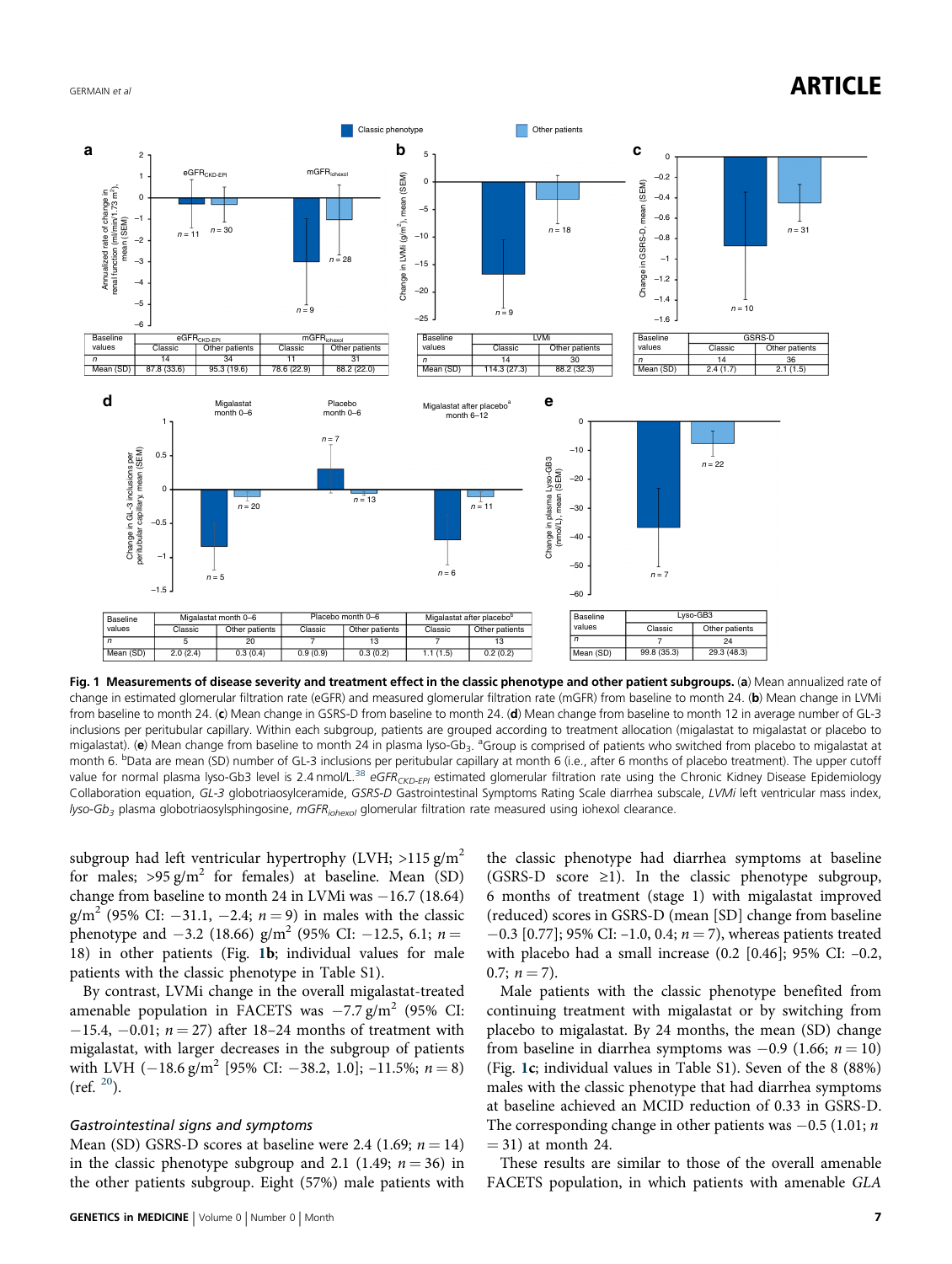| Baseline values | eGFR$_{CKD-EPI}$ | | mGFR$_{iohexol}$ | |
|---|---|---|---|---|
| | Classic | Other patients | Classic | Other patients |
| n | 14 | 34 | 11 | 31 |
| Mean (SD) | 87.8 (33.6) | 95.3 (19.6) | 78.6 (22.9) | 88.2 (22.0) |

| Baseline values | LVMi | |
|---|---|---|
| | Classic | Other patients |
| n | 14 | 30 |
| Mean (SD) | 114.3 (27.3) | 88.2 (32.3) |

| Baseline values | GSRS-D | |
|---|---|---|
| | Classic | Other patients |
| n | 14 | 36 |
| Mean (SD) | 2.4 (1.7) | 2.1 (1.5) |

| Baseline values | Migalastat month 0–6 | | Placebo month 0–6 | | Migalastat after placebo[b] | |
|---|---|---|---|---|---|---|
| | Classic | Other patients | Classic | Other patients | Classic | Other patients |
| n | 5 | 20 | 7 | 13 | 7 | 13 |
| Mean (SD) | 2.0 (2.4) | 0.3 (0.4) | 0.9 (0.9) | 0.3 (0.2) | 1.1 (1.5) | 0.2 (0.2) |

| Baseline values | Lyso-GB3 | |
|---|---|---|
| | Classic | Other patients |
| n | 7 | 24 |
| Mean (SD) | 99.8 (35.3) | 29.3 (48.3) |

**Fig. 1 Measurements of disease severity and treatment effect in the classic phenotype and other patient subgroups.** (**a**) Mean annualized rate of change in estimated glomerular filtration rate (eGFR) and measured glomerular filtration rate (mGFR) from baseline to month 24. (**b**) Mean change in LVMi from baseline to month 24. (**c**) Mean change in GSRS-D from baseline to month 24. (**d**) Mean change from baseline to month 12 in average number of GL-3 inclusions per peritubular capillary. Within each subgroup, patients are grouped according to treatment allocation (migalastat to migalastat or placebo to migalastat). (**e**) Mean change from baseline to month 24 in plasma lyso-$Gb_3$. [a]Group is comprised of patients who switched from placebo to migalastat at month 6. [b]Data are mean (SD) number of GL-3 inclusions per peritubular capillary at month 6 (i.e., after 6 months of placebo treatment). The upper cutoff value for normal plasma lyso-Gb3 level is 2.4 nmol/L.[38] *eGFR$_{CKD-EPI}$* estimated glomerular filtration rate using the Chronic Kidney Disease Epidemiology Collaboration equation, *GL-3* globotriaosylceramide, *GSRS-D* Gastrointestinal Symptoms Rating Scale diarrhea subscale, *LVMi* left ventricular mass index, *lyso-$Gb_3$* plasma globotriaosylsphingosine, *mGFR$_{iohexol}$* glomerular filtration rate measured using iohexol clearance.

subgroup had left ventricular hypertrophy (LVH; >115 g/m$^2$ for males; >95 g/m$^2$ for females) at baseline. Mean (SD) change from baseline to month 24 in LVMi was −16.7 (18.64) g/m$^2$ (95% CI: −31.1, −2.4; $n = 9$) in males with the classic phenotype and −3.2 (18.66) g/m$^2$ (95% CI: −12.5, 6.1; $n = 18$) in other patients (Fig. 1b; individual values for male patients with the classic phenotype in Table S1).

By contrast, LVMi change in the overall migalastat-treated amenable population in FACETS was −7.7 g/m$^2$ (95% CI: −15.4, −0.01; $n = 27$) after 18–24 months of treatment with migalastat, with larger decreases in the subgroup of patients with LVH (−18.6 g/m$^2$ [95% CI: −38.2, 1.0]; −11.5%; $n = 8$) (ref. [20]).

### *Gastrointestinal signs and symptoms*

Mean (SD) GSRS-D scores at baseline were 2.4 (1.69; $n = 14$) in the classic phenotype subgroup and 2.1 (1.49; $n = 36$) in the other patients subgroup. Eight (57%) male patients with the classic phenotype had diarrhea symptoms at baseline (GSRS-D score ≥1). In the classic phenotype subgroup, 6 months of treatment (stage 1) with migalastat improved (reduced) scores in GSRS-D (mean [SD] change from baseline −0.3 [0.77]; 95% CI: –1.0, 0.4; $n = 7$), whereas patients treated with placebo had a small increase (0.2 [0.46]; 95% CI: –0.2, 0.7; $n = 7$).

Male patients with the classic phenotype benefited from continuing treatment with migalastat or by switching from placebo to migalastat. By 24 months, the mean (SD) change from baseline in diarrhea symptoms was −0.9 (1.66; $n = 10$) (Fig. 1c; individual values in Table S1). Seven of the 8 (88%) males with the classic phenotype that had diarrhea symptoms at baseline achieved an MCID reduction of 0.33 in GSRS-D. The corresponding change in other patients was −0.5 (1.01; $n = 31$) at month 24.

These results are similar to those of the overall amenable FACETS population, in which patients with amenable *GLA*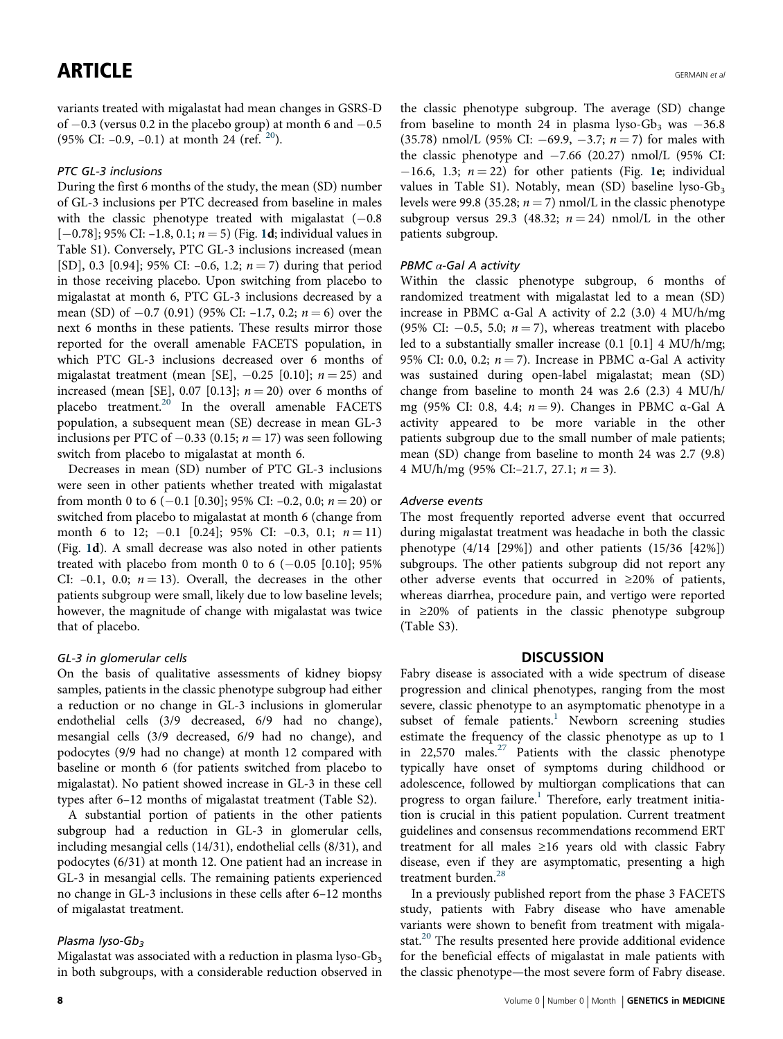variants treated with migalastat had mean changes in GSRS-D of −0.3 (versus 0.2 in the placebo group) at month 6 and −0.5 (95% CI: −0.9, −0.1) at month 24 (ref. [20]).

### *PTC GL-3 inclusions*

During the first 6 months of the study, the mean (SD) number of GL-3 inclusions per PTC decreased from baseline in males with the classic phenotype treated with migalastat (−0.8 [−0.78]; 95% CI: −1.8, 0.1; $n = 5$) (Fig. 1d; individual values in Table S1). Conversely, PTC GL-3 inclusions increased (mean [SD], 0.3 [0.94]; 95% CI: −0.6, 1.2; $n = 7$) during that period in those receiving placebo. Upon switching from placebo to migalastat at month 6, PTC GL-3 inclusions decreased by a mean (SD) of −0.7 (0.91) (95% CI: −1.7, 0.2; $n = 6$) over the next 6 months in these patients. These results mirror those reported for the overall amenable FACETS population, in which PTC GL-3 inclusions decreased over 6 months of migalastat treatment (mean [SE], −0.25 [0.10]; $n = 25$) and increased (mean [SE], 0.07 [0.13]; $n = 20$) over 6 months of placebo treatment.[20] In the overall amenable FACETS population, a subsequent mean (SE) decrease in mean GL-3 inclusions per PTC of −0.33 (0.15; $n = 17$) was seen following switch from placebo to migalastat at month 6.

Decreases in mean (SD) number of PTC GL-3 inclusions were seen in other patients whether treated with migalastat from month 0 to 6 (−0.1 [0.30]; 95% CI: −0.2, 0.0; $n = 20$) or switched from placebo to migalastat at month 6 (change from month 6 to 12; −0.1 [0.24]; 95% CI: −0.3, 0.1; $n = 11$) (Fig. 1d). A small decrease was also noted in other patients treated with placebo from month 0 to 6 (−0.05 [0.10]; 95% CI: −0.1, 0.0; $n = 13$). Overall, the decreases in the other patients subgroup were small, likely due to low baseline levels; however, the magnitude of change with migalastat was twice that of placebo.

### *GL-3 in glomerular cells*

On the basis of qualitative assessments of kidney biopsy samples, patients in the classic phenotype subgroup had either a reduction or no change in GL-3 inclusions in glomerular endothelial cells (3/9 decreased, 6/9 had no change), mesangial cells (3/9 decreased, 6/9 had no change), and podocytes (9/9 had no change) at month 12 compared with baseline or month 6 (for patients switched from placebo to migalastat). No patient showed increase in GL-3 in these cell types after 6–12 months of migalastat treatment (Table S2).

A substantial portion of patients in the other patients subgroup had a reduction in GL-3 in glomerular cells, including mesangial cells (14/31), endothelial cells (8/31), and podocytes (6/31) at month 12. One patient had an increase in GL-3 in mesangial cells. The remaining patients experienced no change in GL-3 inclusions in these cells after 6–12 months of migalastat treatment.

### *Plasma lyso-Gb$_3$*

Migalastat was associated with a reduction in plasma lyso-Gb$_3$ in both subgroups, with a considerable reduction observed in the classic phenotype subgroup. The average (SD) change from baseline to month 24 in plasma lyso-Gb$_3$ was −36.8 (35.78) nmol/L (95% CI: −69.9, −3.7; $n = 7$) for males with the classic phenotype and −7.66 (20.27) nmol/L (95% CI: −16.6, 1.3; $n = 22$) for other patients (Fig. 1e; individual values in Table S1). Notably, mean (SD) baseline lyso-Gb$_3$ levels were 99.8 (35.28; $n = 7$) nmol/L in the classic phenotype subgroup versus 29.3 (48.32; $n = 24$) nmol/L in the other patients subgroup.

### *PBMC α-Gal A activity*

Within the classic phenotype subgroup, 6 months of randomized treatment with migalastat led to a mean (SD) increase in PBMC α-Gal A activity of 2.2 (3.0) 4 MU/h/mg (95% CI: −0.5, 5.0; $n = 7$), whereas treatment with placebo led to a substantially smaller increase (0.1 [0.1] 4 MU/h/mg; 95% CI: 0.0, 0.2; $n = 7$). Increase in PBMC α-Gal A activity was sustained during open-label migalastat; mean (SD) change from baseline to month 24 was 2.6 (2.3) 4 MU/h/mg (95% CI: 0.8, 4.4; $n = 9$). Changes in PBMC α-Gal A activity appeared to be more variable in the other patients subgroup due to the small number of male patients; mean (SD) change from baseline to month 24 was 2.7 (9.8) 4 MU/h/mg (95% CI:−21.7, 27.1; $n = 3$).

### *Adverse events*

The most frequently reported adverse event that occurred during migalastat treatment was headache in both the classic phenotype (4/14 [29%]) and other patients (15/36 [42%]) subgroups. The other patients subgroup did not report any other adverse events that occurred in ≥20% of patients, whereas diarrhea, procedure pain, and vertigo were reported in ≥20% of patients in the classic phenotype subgroup (Table S3).

## DISCUSSION

Fabry disease is associated with a wide spectrum of disease progression and clinical phenotypes, ranging from the most severe, classic phenotype to an asymptomatic phenotype in a subset of female patients.[1] Newborn screening studies estimate the frequency of the classic phenotype as up to 1 in 22,570 males.[27] Patients with the classic phenotype typically have onset of symptoms during childhood or adolescence, followed by multiorgan complications that can progress to organ failure.[1] Therefore, early treatment initiation is crucial in this patient population. Current treatment guidelines and consensus recommendations recommend ERT treatment for all males ≥16 years old with classic Fabry disease, even if they are asymptomatic, presenting a high treatment burden.[28]

In a previously published report from the phase 3 FACETS study, patients with Fabry disease who have amenable variants were shown to benefit from treatment with migalastat.[20] The results presented here provide additional evidence for the beneficial effects of migalastat in male patients with the classic phenotype—the most severe form of Fabry disease.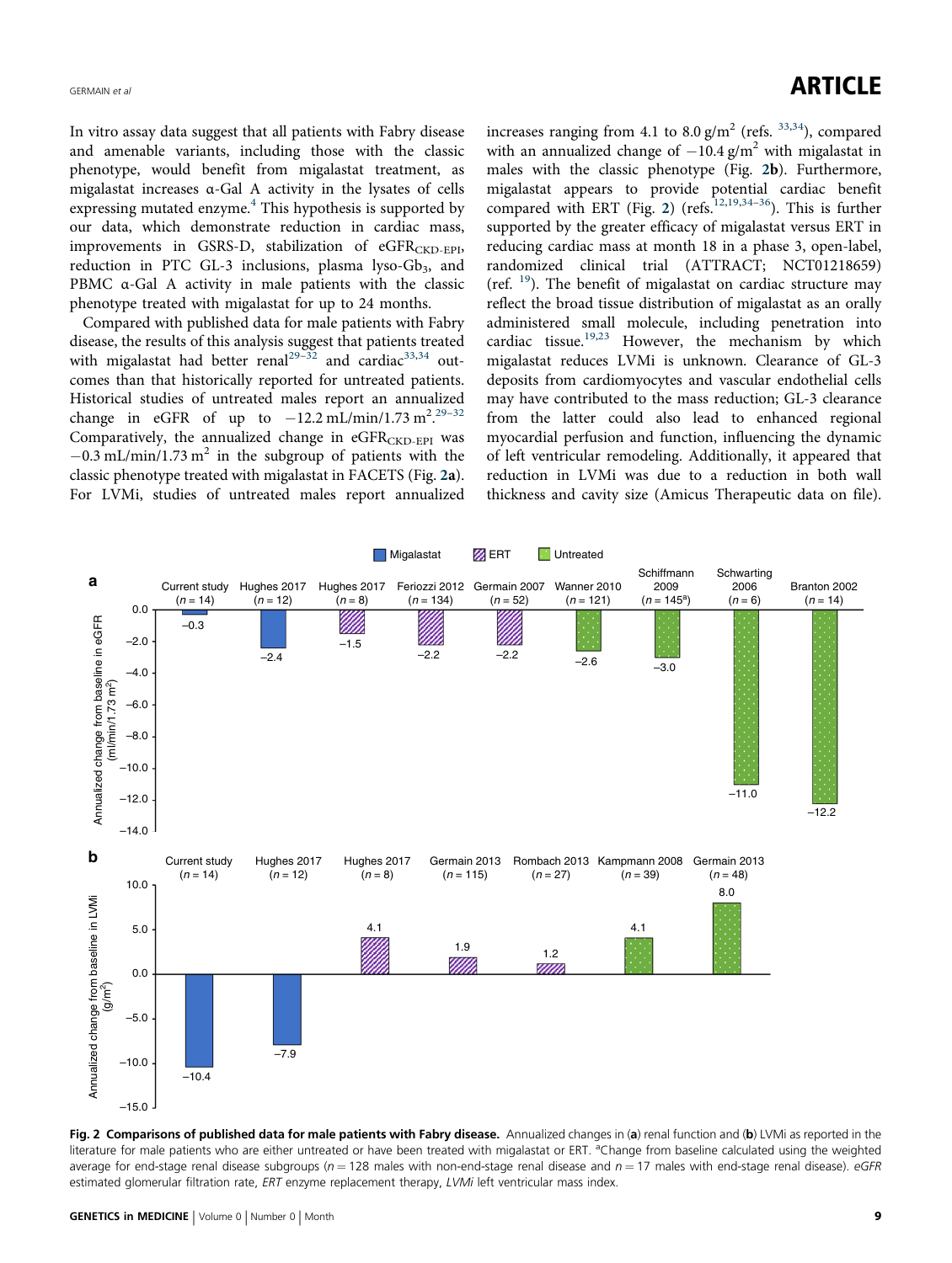In vitro assay data suggest that all patients with Fabry disease and amenable variants, including those with the classic phenotype, would benefit from migalastat treatment, as migalastat increases α-Gal A activity in the lysates of cells expressing mutated enzyme.[4] This hypothesis is supported by our data, which demonstrate reduction in cardiac mass, improvements in GSRS-D, stabilization of $eGFR_{CKD-EPI}$, reduction in PTC GL-3 inclusions, plasma lyso-$Gb_3$, and PBMC α-Gal A activity in male patients with the classic phenotype treated with migalastat for up to 24 months.

Compared with published data for male patients with Fabry disease, the results of this analysis suggest that patients treated with migalastat had better renal[29–32] and cardiac[33,34] outcomes than that historically reported for untreated patients. Historical studies of untreated males report an annualized change in eGFR of up to −12.2 mL/min/1.73 $m^2$.[29–32] Comparatively, the annualized change in $eGFR_{CKD-EPI}$ was −0.3 mL/min/1.73 $m^2$ in the subgroup of patients with the classic phenotype treated with migalastat in FACETS (Fig. 2a). For LVMi, studies of untreated males report annualized increases ranging from 4.1 to 8.0 g/$m^2$ (refs. [33,34]), compared with an annualized change of −10.4 g/$m^2$ with migalastat in males with the classic phenotype (Fig. 2b). Furthermore, migalastat appears to provide potential cardiac benefit compared with ERT (Fig. 2) (refs.[12,19,34–36]). This is further supported by the greater efficacy of migalastat versus ERT in reducing cardiac mass at month 18 in a phase 3, open-label, randomized clinical trial (ATTRACT; NCT01218659) (ref. [19]). The benefit of migalastat on cardiac structure may reflect the broad tissue distribution of migalastat as an orally administered small molecule, including penetration into cardiac tissue.[19,23] However, the mechanism by which migalastat reduces LVMi is unknown. Clearance of GL-3 deposits from cardiomyocytes and vascular endothelial cells may have contributed to the mass reduction; GL-3 clearance from the latter could also lead to enhanced regional myocardial perfusion and function, influencing the dynamic of left ventricular remodeling. Additionally, it appeared that reduction in LVMi was due to a reduction in both wall thickness and cavity size (Amicus Therapeutic data on file).

**Fig. 2 Comparisons of published data for male patients with Fabry disease.** Annualized changes in (**a**) renal function and (**b**) LVMi as reported in the literature for male patients who are either untreated or have been treated with migalastat or ERT. [a]Change from baseline calculated using the weighted average for end-stage renal disease subgroups (n = 128 males with non-end-stage renal disease and n = 17 males with end-stage renal disease). *eGFR* estimated glomerular filtration rate, *ERT* enzyme replacement therapy, *LVMi* left ventricular mass index.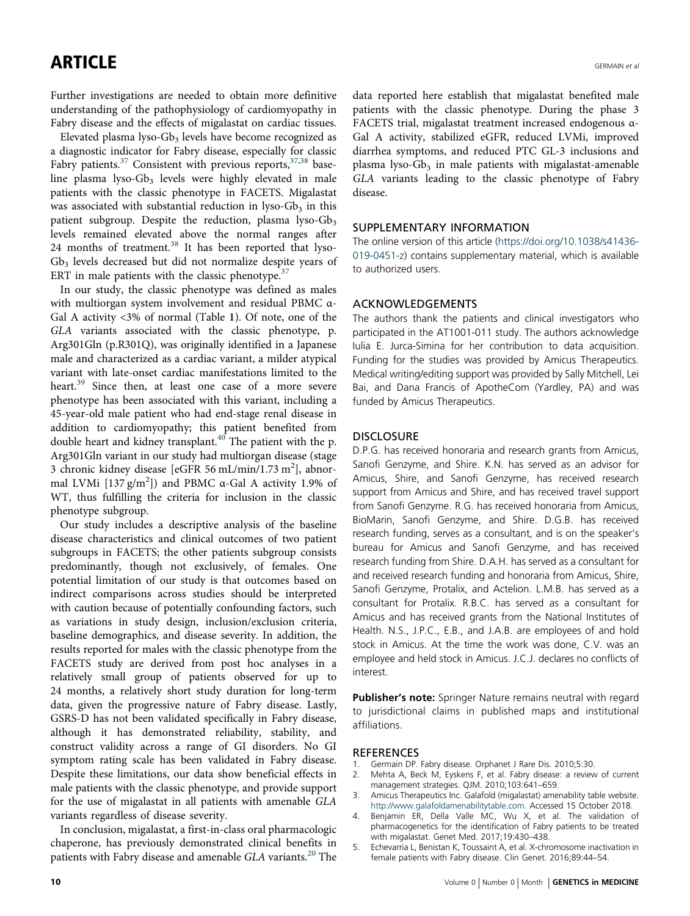Further investigations are needed to obtain more definitive understanding of the pathophysiology of cardiomyopathy in Fabry disease and the effects of migalastat on cardiac tissues.

Elevated plasma lyso-$Gb_3$ levels have become recognized as a diagnostic indicator for Fabry disease, especially for classic Fabry patients.[37] Consistent with previous reports,[37,38] baseline plasma lyso-$Gb_3$ levels were highly elevated in male patients with the classic phenotype in FACETS. Migalastat was associated with substantial reduction in lyso-$Gb_3$ in this patient subgroup. Despite the reduction, plasma lyso-$Gb_3$ levels remained elevated above the normal ranges after 24 months of treatment.[38] It has been reported that lyso-$Gb_3$ levels decreased but did not normalize despite years of ERT in male patients with the classic phenotype.[37]

In our study, the classic phenotype was defined as males with multiorgan system involvement and residual PBMC α-Gal A activity <3% of normal (Table 1). Of note, one of the *GLA* variants associated with the classic phenotype, p. Arg301Gln (p.R301Q), was originally identified in a Japanese male and characterized as a cardiac variant, a milder atypical variant with late-onset cardiac manifestations limited to the heart.[39] Since then, at least one case of a more severe phenotype has been associated with this variant, including a 45-year-old male patient who had end-stage renal disease in addition to cardiomyopathy; this patient benefited from double heart and kidney transplant.[40] The patient with the p. Arg301Gln variant in our study had multiorgan disease (stage 3 chronic kidney disease [eGFR 56 mL/min/1.73 $m^2$], abnormal LVMi [137 g/$m^2$]) and PBMC α-Gal A activity 1.9% of WT, thus fulfilling the criteria for inclusion in the classic phenotype subgroup.

Our study includes a descriptive analysis of the baseline disease characteristics and clinical outcomes of two patient subgroups in FACETS; the other patients subgroup consists predominantly, though not exclusively, of females. One potential limitation of our study is that outcomes based on indirect comparisons across studies should be interpreted with caution because of potentially confounding factors, such as variations in study design, inclusion/exclusion criteria, baseline demographics, and disease severity. In addition, the results reported for males with the classic phenotype from the FACETS study are derived from post hoc analyses in a relatively small group of patients observed for up to 24 months, a relatively short study duration for long-term data, given the progressive nature of Fabry disease. Lastly, GSRS-D has not been validated specifically in Fabry disease, although it has demonstrated reliability, stability, and construct validity across a range of GI disorders. No GI symptom rating scale has been validated in Fabry disease. Despite these limitations, our data show beneficial effects in male patients with the classic phenotype, and provide support for the use of migalastat in all patients with amenable *GLA* variants regardless of disease severity.

In conclusion, migalastat, a first-in-class oral pharmacologic chaperone, has previously demonstrated clinical benefits in patients with Fabry disease and amenable *GLA* variants.[20] The data reported here establish that migalastat benefited male patients with the classic phenotype. During the phase 3 FACETS trial, migalastat treatment increased endogenous α-Gal A activity, stabilized eGFR, reduced LVMi, improved diarrhea symptoms, and reduced PTC GL-3 inclusions and plasma lyso-$Gb_3$ in male patients with migalastat-amenable *GLA* variants leading to the classic phenotype of Fabry disease.

## SUPPLEMENTARY INFORMATION

The online version of this article (https://doi.org/10.1038/s41436-019-0451-z) contains supplementary material, which is available to authorized users.

## ACKNOWLEDGEMENTS

The authors thank the patients and clinical investigators who participated in the AT1001-011 study. The authors acknowledge Iulia E. Jurca-Simina for her contribution to data acquisition. Funding for the studies was provided by Amicus Therapeutics. Medical writing/editing support was provided by Sally Mitchell, Lei Bai, and Dana Francis of ApotheCom (Yardley, PA) and was funded by Amicus Therapeutics.

## DISCLOSURE

D.P.G. has received honoraria and research grants from Amicus, Sanofi Genzyme, and Shire. K.N. has served as an advisor for Amicus, Shire, and Sanofi Genzyme, has received research support from Amicus and Shire, and has received travel support from Sanofi Genzyme. R.G. has received honoraria from Amicus, BioMarin, Sanofi Genzyme, and Shire. D.G.B. has received research funding, serves as a consultant, and is on the speaker's bureau for Amicus and Sanofi Genzyme, and has received research funding from Shire. D.A.H. has served as a consultant for and received research funding and honoraria from Amicus, Shire, Sanofi Genzyme, Protalix, and Actelion. L.M.B. has served as a consultant for Protalix. R.B.C. has served as a consultant for Amicus and has received grants from the National Institutes of Health. N.S., J.P.C., E.B., and J.A.B. are employees of and hold stock in Amicus. At the time the work was done, C.V. was an employee and held stock in Amicus. J.C.J. declares no conflicts of interest.

**Publisher's note:** Springer Nature remains neutral with regard to jurisdictional claims in published maps and institutional affiliations.

## REFERENCES

1. Germain DP. Fabry disease. Orphanet J Rare Dis. 2010;5:30.
2. Mehta A, Beck M, Eyskens F, et al. Fabry disease: a review of current management strategies. QJM. 2010;103:641–659.
3. Amicus Therapeutics Inc. Galafold (migalastat) amenability table website. http://www.galafoldamenabilitytable.com. Accessed 15 October 2018.
4. Benjamin ER, Della Valle MC, Wu X, et al. The validation of pharmacogenetics for the identification of Fabry patients to be treated with migalastat. Genet Med. 2017;19:430–438.
5. Echevarria L, Benistan K, Toussaint A, et al. X-chromosome inactivation in female patients with Fabry disease. Clin Genet. 2016;89:44–54.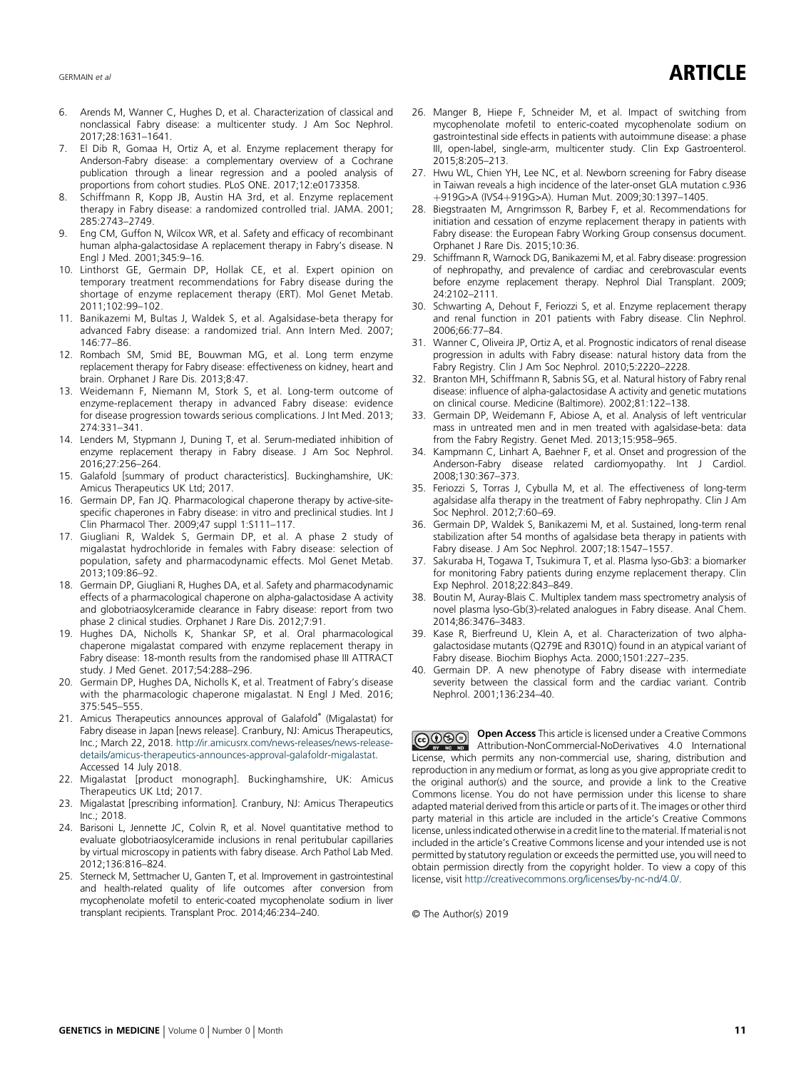6. Arends M, Wanner C, Hughes D, et al. Characterization of classical and nonclassical Fabry disease: a multicenter study. J Am Soc Nephrol. 2017;28:1631–1641.
7. El Dib R, Gomaa H, Ortiz A, et al. Enzyme replacement therapy for Anderson-Fabry disease: a complementary overview of a Cochrane publication through a linear regression and a pooled analysis of proportions from cohort studies. PLoS ONE. 2017;12:e0173358.
8. Schiffmann R, Kopp JB, Austin HA 3rd, et al. Enzyme replacement therapy in Fabry disease: a randomized controlled trial. JAMA. 2001; 285:2743–2749.
9. Eng CM, Guffon N, Wilcox WR, et al. Safety and efficacy of recombinant human alpha-galactosidase A replacement therapy in Fabry's disease. N Engl J Med. 2001;345:9–16.
10. Linthorst GE, Germain DP, Hollak CE, et al. Expert opinion on temporary treatment recommendations for Fabry disease during the shortage of enzyme replacement therapy (ERT). Mol Genet Metab. 2011;102:99–102.
11. Banikazemi M, Bultas J, Waldek S, et al. Agalsidase-beta therapy for advanced Fabry disease: a randomized trial. Ann Intern Med. 2007; 146:77–86.
12. Rombach SM, Smid BE, Bouwman MG, et al. Long term enzyme replacement therapy for Fabry disease: effectiveness on kidney, heart and brain. Orphanet J Rare Dis. 2013;8:47.
13. Weidemann F, Niemann M, Stork S, et al. Long-term outcome of enzyme-replacement therapy in advanced Fabry disease: evidence for disease progression towards serious complications. J Int Med. 2013; 274:331–341.
14. Lenders M, Stypmann J, Duning T, et al. Serum-mediated inhibition of enzyme replacement therapy in Fabry disease. J Am Soc Nephrol. 2016;27:256–264.
15. Galafold [summary of product characteristics]. Buckinghamshire, UK: Amicus Therapeutics UK Ltd; 2017.
16. Germain DP, Fan JQ. Pharmacological chaperone therapy by active-site-specific chaperones in Fabry disease: in vitro and preclinical studies. Int J Clin Pharmacol Ther. 2009;47 suppl 1:S111–117.
17. Giugliani R, Waldek S, Germain DP, et al. A phase 2 study of migalastat hydrochloride in females with Fabry disease: selection of population, safety and pharmacodynamic effects. Mol Genet Metab. 2013;109:86–92.
18. Germain DP, Giugliani R, Hughes DA, et al. Safety and pharmacodynamic effects of a pharmacological chaperone on alpha-galactosidase A activity and globotriaosylceramide clearance in Fabry disease: report from two phase 2 clinical studies. Orphanet J Rare Dis. 2012;7:91.
19. Hughes DA, Nicholls K, Shankar SP, et al. Oral pharmacological chaperone migalastat compared with enzyme replacement therapy in Fabry disease: 18-month results from the randomised phase III ATTRACT study. J Med Genet. 2017;54:288–296.
20. Germain DP, Hughes DA, Nicholls K, et al. Treatment of Fabry's disease with the pharmacologic chaperone migalastat. N Engl J Med. 2016; 375:545–555.
21. Amicus Therapeutics announces approval of Galafold® (Migalastat) for Fabry disease in Japan [news release]. Cranbury, NJ: Amicus Therapeutics, Inc.; March 22, 2018. http://ir.amicusrx.com/news-releases/news-release-details/amicus-therapeutics-announces-approval-galafoldr-migalastat. Accessed 14 July 2018.
22. Migalastat [product monograph]. Buckinghamshire, UK: Amicus Therapeutics UK Ltd; 2017.
23. Migalastat [prescribing information]. Cranbury, NJ: Amicus Therapeutics Inc.; 2018.
24. Barisoni L, Jennette JC, Colvin R, et al. Novel quantitative method to evaluate globotriaosylceramide inclusions in renal peritubular capillaries by virtual microscopy in patients with fabry disease. Arch Pathol Lab Med. 2012;136:816–824.
25. Sterneck M, Settmacher U, Ganten T, et al. Improvement in gastrointestinal and health-related quality of life outcomes after conversion from mycophenolate mofetil to enteric-coated mycophenolate sodium in liver transplant recipients. Transplant Proc. 2014;46:234–240.
26. Manger B, Hiepe F, Schneider M, et al. Impact of switching from mycophenolate mofetil to enteric-coated mycophenolate sodium on gastrointestinal side effects in patients with autoimmune disease: a phase III, open-label, single-arm, multicenter study. Clin Exp Gastroenterol. 2015;8:205–213.
27. Hwu WL, Chien YH, Lee NC, et al. Newborn screening for Fabry disease in Taiwan reveals a high incidence of the later-onset GLA mutation c.936+919G>A (IVS4+919G>A). Human Mut. 2009;30:1397–1405.
28. Biegstraaten M, Arngrimsson R, Barbey F, et al. Recommendations for initiation and cessation of enzyme replacement therapy in patients with Fabry disease: the European Fabry Working Group consensus document. Orphanet J Rare Dis. 2015;10:36.
29. Schiffmann R, Warnock DG, Banikazemi M, et al. Fabry disease: progression of nephropathy, and prevalence of cardiac and cerebrovascular events before enzyme replacement therapy. Nephrol Dial Transplant. 2009; 24:2102–2111.
30. Schwarting A, Dehout F, Feriozzi S, et al. Enzyme replacement therapy and renal function in 201 patients with Fabry disease. Clin Nephrol. 2006;66:77–84.
31. Wanner C, Oliveira JP, Ortiz A, et al. Prognostic indicators of renal disease progression in adults with Fabry disease: natural history data from the Fabry Registry. Clin J Am Soc Nephrol. 2010;5:2220–2228.
32. Branton MH, Schiffmann R, Sabnis SG, et al. Natural history of Fabry renal disease: influence of alpha-galactosidase A activity and genetic mutations on clinical course. Medicine (Baltimore). 2002;81:122–138.
33. Germain DP, Weidemann F, Abiose A, et al. Analysis of left ventricular mass in untreated men and in men treated with agalsidase-beta: data from the Fabry Registry. Genet Med. 2013;15:958–965.
34. Kampmann C, Linhart A, Baehner F, et al. Onset and progression of the Anderson-Fabry disease related cardiomyopathy. Int J Cardiol. 2008;130:367–373.
35. Feriozzi S, Torras J, Cybulla M, et al. The effectiveness of long-term agalsidase alfa therapy in the treatment of Fabry nephropathy. Clin J Am Soc Nephrol. 2012;7:60–69.
36. Germain DP, Waldek S, Banikazemi M, et al. Sustained, long-term renal stabilization after 54 months of agalsidase beta therapy in patients with Fabry disease. J Am Soc Nephrol. 2007;18:1547–1557.
37. Sakuraba H, Togawa T, Tsukimura T, et al. Plasma lyso-Gb3: a biomarker for monitoring Fabry patients during enzyme replacement therapy. Clin Exp Nephrol. 2018;22:843–849.
38. Boutin M, Auray-Blais C. Multiplex tandem mass spectrometry analysis of novel plasma lyso-Gb(3)-related analogues in Fabry disease. Anal Chem. 2014;86:3476–3483.
39. Kase R, Bierfreund U, Klein A, et al. Characterization of two alpha-galactosidase mutants (Q279E and R301Q) found in an atypical variant of Fabry disease. Biochim Biophys Acta. 2000;1501:227–235.
40. Germain DP. A new phenotype of Fabry disease with intermediate severity between the classical form and the cardiac variant. Contrib Nephrol. 2001;136:234–40.

**Open Access** This article is licensed under a Creative Commons Attribution-NonCommercial-NoDerivatives 4.0 International License, which permits any non-commercial use, sharing, distribution and reproduction in any medium or format, as long as you give appropriate credit to the original author(s) and the source, and provide a link to the Creative Commons license. You do not have permission under this license to share adapted material derived from this article or parts of it. The images or other third party material in this article are included in the article's Creative Commons license, unless indicated otherwise in a credit line to the material. If material is not included in the article's Creative Commons license and your intended use is not permitted by statutory regulation or exceeds the permitted use, you will need to obtain permission directly from the copyright holder. To view a copy of this license, visit http://creativecommons.org/licenses/by-nc-nd/4.0/.

© The Author(s) 2019